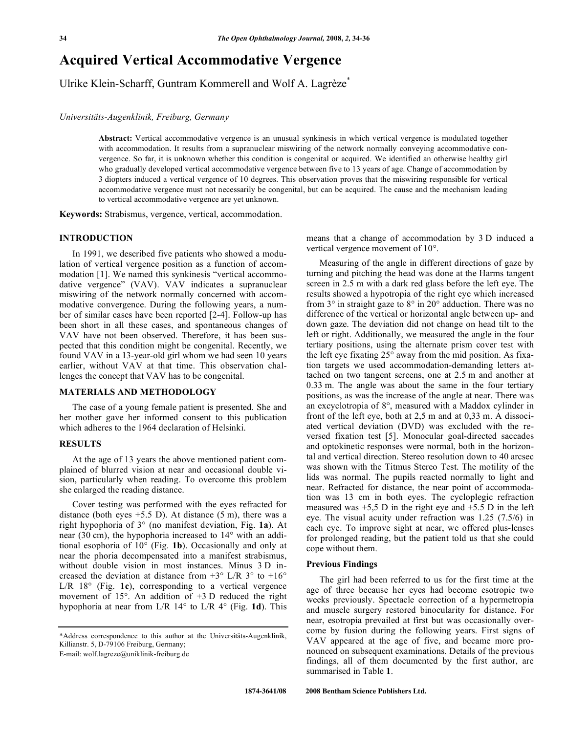# Acquired Vertical Accommodative Vergence

Ulrike Klein-Scharff, Guntram Kommerell and Wolf A. Lagrèze*

*Universitäts-Augenklinik, Freiburg, Germany*

**Abstract:** Vertical accommodative vergence is an unusual synkinesis in which vertical vergence is modulated together with accommodation. It results from a supranuclear miswiring of the network normally conveying accommodative convergence. So far, it is unknown whether this condition is congenital or acquired. We identified an otherwise healthy girl who gradually developed vertical accommodative vergence between five to 13 years of age. Change of accommodation by 3 diopters induced a vertical vergence of 10 degrees. This observation proves that the miswiring responsible for vertical accommodative vergence must not necessarily be congenital, but can be acquired. The cause and the mechanism leading to vertical accommodative vergence are yet unknown.

**Keywords:** Strabismus, vergence, vertical, accommodation.

## INTRODUCTION

In 1991, we described five patients who showed a modulation of vertical vergence position as a function of accommodation [1]. We named this synkinesis "vertical accommodative vergence" (VAV). VAV indicates a supranuclear miswiring of the network normally concerned with accommodative convergence. During the following years, a number of similar cases have been reported [2-4]. Follow-up has been short in all these cases, and spontaneous changes of VAV have not been observed. Therefore, it has been suspected that this condition might be congenital. Recently, we found VAV in a 13-year-old girl whom we had seen 10 years earlier, without VAV at that time. This observation challenges the concept that VAV has to be congenital.

## MATERIALS AND METHODOLOGY

The case of a young female patient is presented. She and her mother gave her informed consent to this publication which adheres to the 1964 declaration of Helsinki.

## RESULTS

At the age of 13 years the above mentioned patient complained of blurred vision at near and occasional double vision, particularly when reading. To overcome this problem she enlarged the reading distance.

Cover testing was performed with the eyes refracted for distance (both eyes +5.5 D). At distance (5 m), there was a right hypophoria of 3° (no manifest deviation, Fig. **1a**). At near (30 cm), the hypophoria increased to 14° with an additional esophoria of 10° (Fig. **1b**). Occasionally and only at near the phoria decompensated into a manifest strabismus, without double vision in most instances. Minus 3 D increased the deviation at distance from +3° L/R 3° to +16° L/R 18° (Fig. **1c**), corresponding to a vertical vergence movement of 15°. An addition of +3 D reduced the right hypophoria at near from L/R 14° to L/R 4° (Fig. **1d**). This means that a change of accommodation by 3 D induced a vertical vergence movement of 10°.

Measuring of the angle in different directions of gaze by turning and pitching the head was done at the Harms tangent screen in 2.5 m with a dark red glass before the left eye. The results showed a hypotropia of the right eye which increased from 3° in straight gaze to 8° in 20° adduction. There was no difference of the vertical or horizontal angle between up- and down gaze. The deviation did not change on head tilt to the left or right. Additionally, we measured the angle in the four tertiary positions, using the alternate prism cover test with the left eye fixating 25° away from the mid position. As fixation targets we used accommodation-demanding letters attached on two tangent screens, one at 2.5 m and another at 0.33 m. The angle was about the same in the four tertiary positions, as was the increase of the angle at near. There was an excyclotropia of 8°, measured with a Maddox cylinder in front of the left eye, both at 2,5 m and at 0,33 m. A dissociated vertical deviation (DVD) was excluded with the reversed fixation test [5]. Monocular goal-directed saccades and optokinetic responses were normal, both in the horizontal and vertical direction. Stereo resolution down to 40 arcsec was shown with the Titmus Stereo Test. The motility of the lids was normal. The pupils reacted normally to light and near. Refracted for distance, the near point of accommodation was 13 cm in both eyes. The cycloplegic refraction measured was +5,5 D in the right eye and +5.5 D in the left eye. The visual acuity under refraction was 1.25 (7.5/6) in each eye. To improve sight at near, we offered plus-lenses for prolonged reading, but the patient told us that she could cope without them.

### Previous Findings

The girl had been referred to us for the first time at the age of three because her eyes had become esotropic two weeks previously. Spectacle correction of a hypermetropia and muscle surgery restored binocularity for distance. For near, esotropia prevailed at first but was occasionally overcome by fusion during the following years. First signs of VAV appeared at the age of five, and became more pronounced on subsequent examinations. Details of the previous findings, all of them documented by the first author, are summarised in Table **1**.

*Address correspondence to this author at the Universitäts-Augenklinik, Killianstr. 5, D-79106 Freiburg, Germany;
E-mail: wolf.lagreze@uniklinik-freiburg.de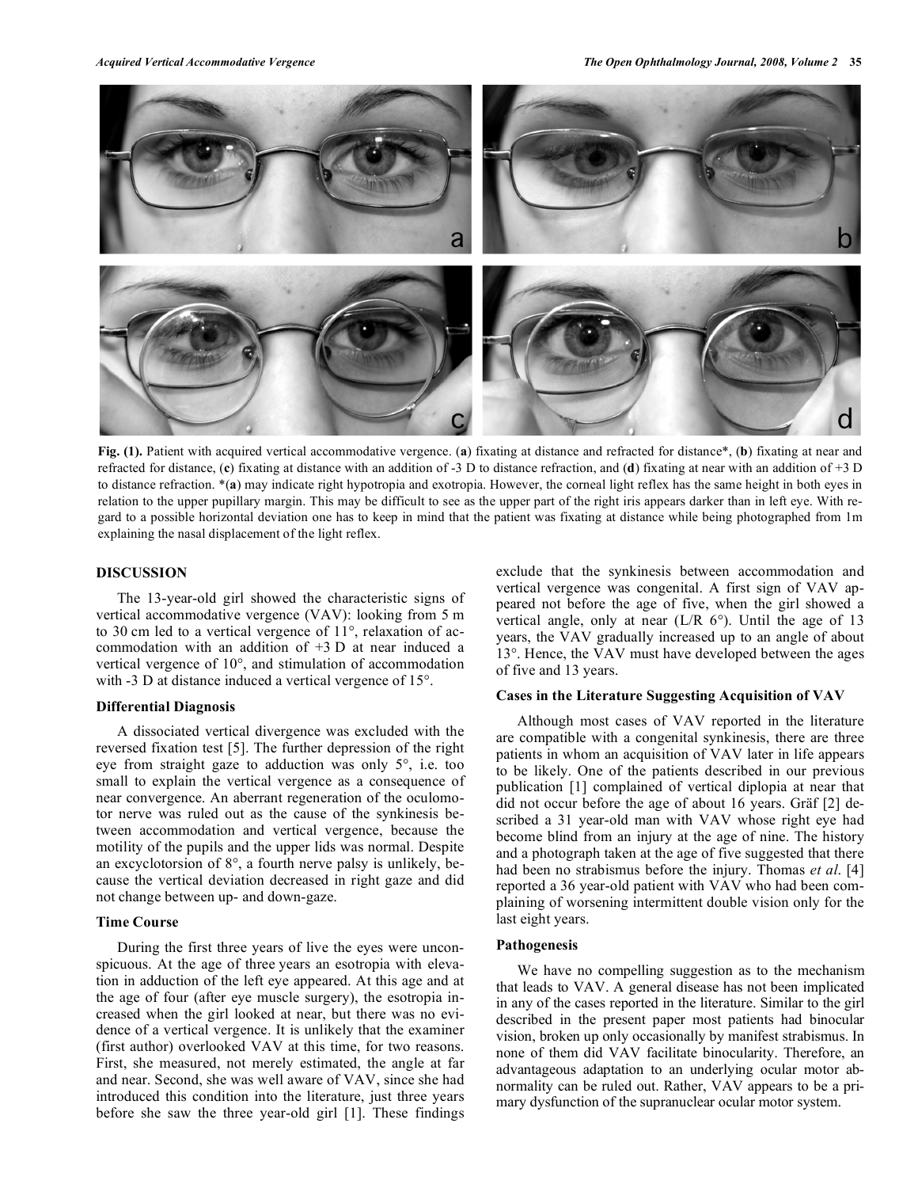**Fig. (1).** Patient with acquired vertical accommodative vergence. (**a**) fixating at distance and refracted for distance*, (**b**) fixating at near and refracted for distance, (**c**) fixating at distance with an addition of -3 D to distance refraction, and (**d**) fixating at near with an addition of +3 D to distance refraction. *(**a**) may indicate right hypotropia and exotropia. However, the corneal light reflex has the same height in both eyes in relation to the upper pupillary margin. This may be difficult to see as the upper part of the right iris appears darker than in left eye. With regard to a possible horizontal deviation one has to keep in mind that the patient was fixating at distance while being photographed from 1m explaining the nasal displacement of the light reflex.

## DISCUSSION

The 13-year-old girl showed the characteristic signs of vertical accommodative vergence (VAV): looking from 5 m to 30 cm led to a vertical vergence of 11°, relaxation of accommodation with an addition of +3 D at near induced a vertical vergence of 10°, and stimulation of accommodation with -3 D at distance induced a vertical vergence of 15°.

### Differential Diagnosis

A dissociated vertical divergence was excluded with the reversed fixation test [5]. The further depression of the right eye from straight gaze to adduction was only 5°, i.e. too small to explain the vertical vergence as a consequence of near convergence. An aberrant regeneration of the oculomotor nerve was ruled out as the cause of the synkinesis between accommodation and vertical lids was normal. Despite an excyclotorsion of 8°, a fourth nerve palsy is unlikely, because the vertical deviation decreased in right gaze and did not change between up- and down-gaze.

### Time Course

During the first three years of live the eyes were unconspicuous. At the age of three years an esotropia with elevation in adduction of the left eye appeared. At this age and at the age of four (after eye muscle surgery), the esotropia increased when the girl looked at near, but there was no evidence of a vertical vergence. It is unlikely that the examiner (first author) overlooked VAV at this time, for two reasons. First, she measured, not merely estimated, the angle at far and near. Second, she was well aware of VAV, since she had introduced this condition into the literature, just three years before she saw the three year-old girl [1]. These findings exclude that the synkinesis between accommodation and vertical vergence was congenital. A first sign of VAV appeared not before the age of five, when the girl showed a vertical angle, only at near (L/R 6°). Until the age of 13 years, the VAV gradually increased up to an angle of about 13°. Hence, the VAV must have developed between the ages of five and 13 years.

### Cases in the Literature Suggesting Acquisition of VAV

Although most cases of VAV reported in the literature are compatible with a congenital synkinesis, there are three patients in whom an acquisition of VAV later in life appears to be likely. One of the patients described in our previous publication [1] complained of vertical diplopia at near that did not occur before the age of about 16 years. Gräf [2] described a 31 year-old man with VAV whose right eye had become blind from an injury at the age of nine. The history and a photograph taken at the age of five suggested that there had been no strabismus before the injury. Thomas *et al*. [4] reported a 36 year-old patient with VAV who had been complaining of worsening intermittent double vision only for the last eight years.

### Pathogenesis

We have no compelling suggestion as to the mechanism that leads to VAV. A general disease has not been implicated in any of the cases reported in the literature. Similar to the girl described in the present paper most patients had binocular vision, broken up only occasionally by manifest strabismus. In none of them did VAV facilitate binocularity. Therefore, an advantageous adaptation to an underlying ocular motor abnormality can be ruled out. Rather, VAV appears to be a primary dysfunction of the supranuclear ocular motor system.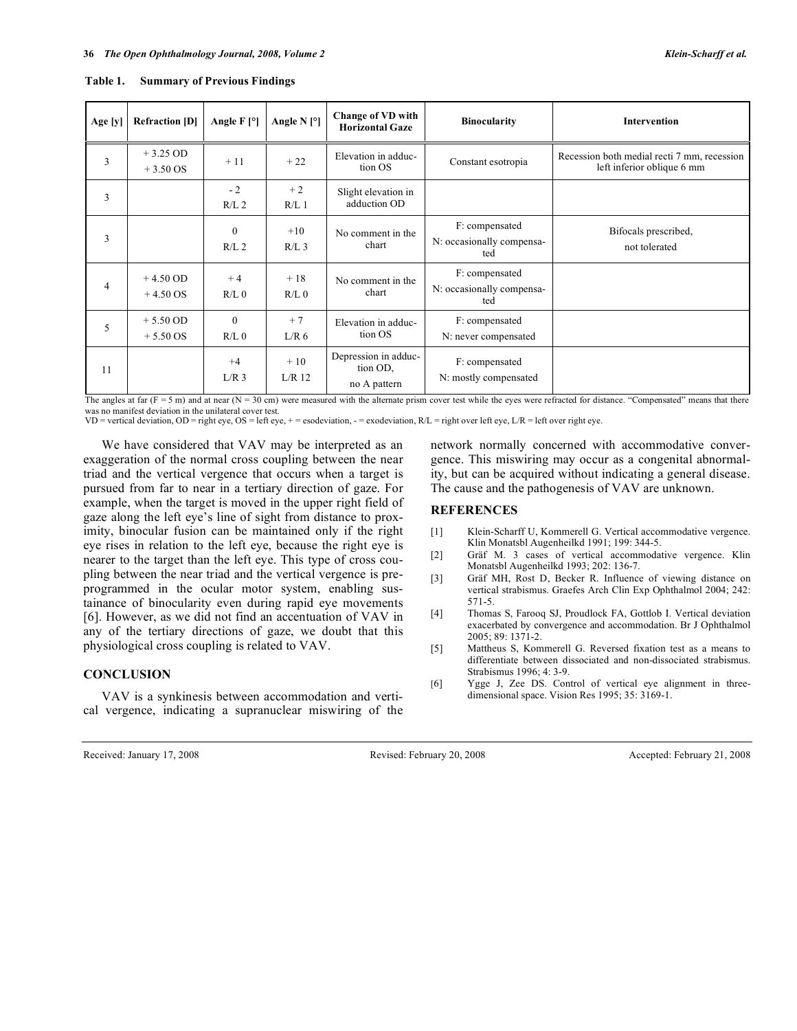**Table 1. Summary of Previous Findings**

| Age [y] | Refraction [D] | Angle F [°] | Angle N [°] | Change of VD with Horizontal Gaze | Binocularity | Intervention |
|---|---|---|---|---|---|---|
| 3 | + 3.25 OD<br>+ 3.50 OS | + 11 | + 22 | Elevation in adduction OS | Constant esotropia | Recession both medial recti 7 mm, recession left inferior oblique 6 mm |
| 3 | | - 2<br>R/L 2 | + 2<br>R/L 1 | Slight elevation in adduction OD | | |
| 3 | | 0<br>R/L 2 | +10<br>R/L 3 | No comment in the chart | F: compensated<br>N: occasionally compensated | Bifocals prescribed,<br>not tolerated |
| 4 | + 4.50 OD<br>+ 4.50 OS | + 4<br>R/L 0 | + 18<br>R/L 0 | No comment in the chart | F: compensated<br>N: occasionally compensated | |
| 5 | + 5.50 OD<br>+ 5.50 OS | 0<br>R/L 0 | + 7<br>L/R 6 | Elevation in adduction OS | F: compensated<br>N: never compensated | |
| 11 | | +4<br>L/R 3 | + 10<br>L/R 12 | Depression in adduction OD,<br>no A pattern | F: compensated<br>N: mostly compensated | |

The angles at far (F = 5 m) and at near (N = 30 cm) were measured with the alternate prism cover test while the eyes were refracted for distance. "Compensated" means that there was no manifest deviation in the unilateral cover test.
VD = vertical deviation, OD = right eye, OS = left eye, + = esodeviation, - = exodeviation, R/L = right over left eye, L/R = left over right eye.

We have considered that VAV may be interpreted as an exaggeration of the normal cross coupling between the near triad and the vertical vergence that occurs when a target is pursued from far to near in a tertiary direction of gaze. For example, when the target is moved in the upper right field of gaze along the left eye's line of sight from distance to proximity, binocular fusion can be maintained only if the right eye rises in relation to the left eye, because the right eye is nearer to the target than the left eye. This type of cross coupling between the near triad and the vertical vergence is preprogrammed in the ocular motor system, enabling sustainance of binocularity even during rapid eye movements [6]. However, as we did not find an accentuation of VAV in any of the tertiary directions of gaze, we doubt that this physiological cross coupling is related to VAV.

## CONCLUSION

VAV is a synkinesis between accommodation and vertical vergence, indicating a supranuclear miswiring of the network normally concerned with accommodative convergence. This miswiring may occur as a congenital abnormality, but can be acquired without indicating a general disease. The cause and the pathogenesis of VAV are unknown.

## REFERENCES

[1] Klein-Scharff U, Kommerell G. Vertical accommodative vergence. Klin Monatsbl Augenheilkd 1991; 199: 344-5.

[2] Gräf M. 3 cases of vertical accommodative vergence. Klin Monatsbl Augenheilkd 1993; 202: 136-7.

[3] Gräf MH, Rost D, Becker R. Influence of viewing distance on vertical strabismus. Graefes Arch Clin Exp Ophthalmol 2004; 242: 571-5.

[4] Thomas S, Farooq SJ, Proudlock FA, Gottlob I. Vertical deviation exacerbated by convergence and accommodation. Br J Ophthalmol 2005; 89: 1371-2.

[5] Mattheus S, Kommerell G. Reversed fixation test as a means to differentiate between dissociated and non-dissociated strabismus. Strabismus 1996; 4: 3-9.

[6] Ygge J, Zee DS. Control of vertical eye alignment in three-dimensional space. Vision Res 1995; 35: 3169-1.

Received: January 17, 2008 Revised: February 20, 2008 Accepted: February 21, 2008